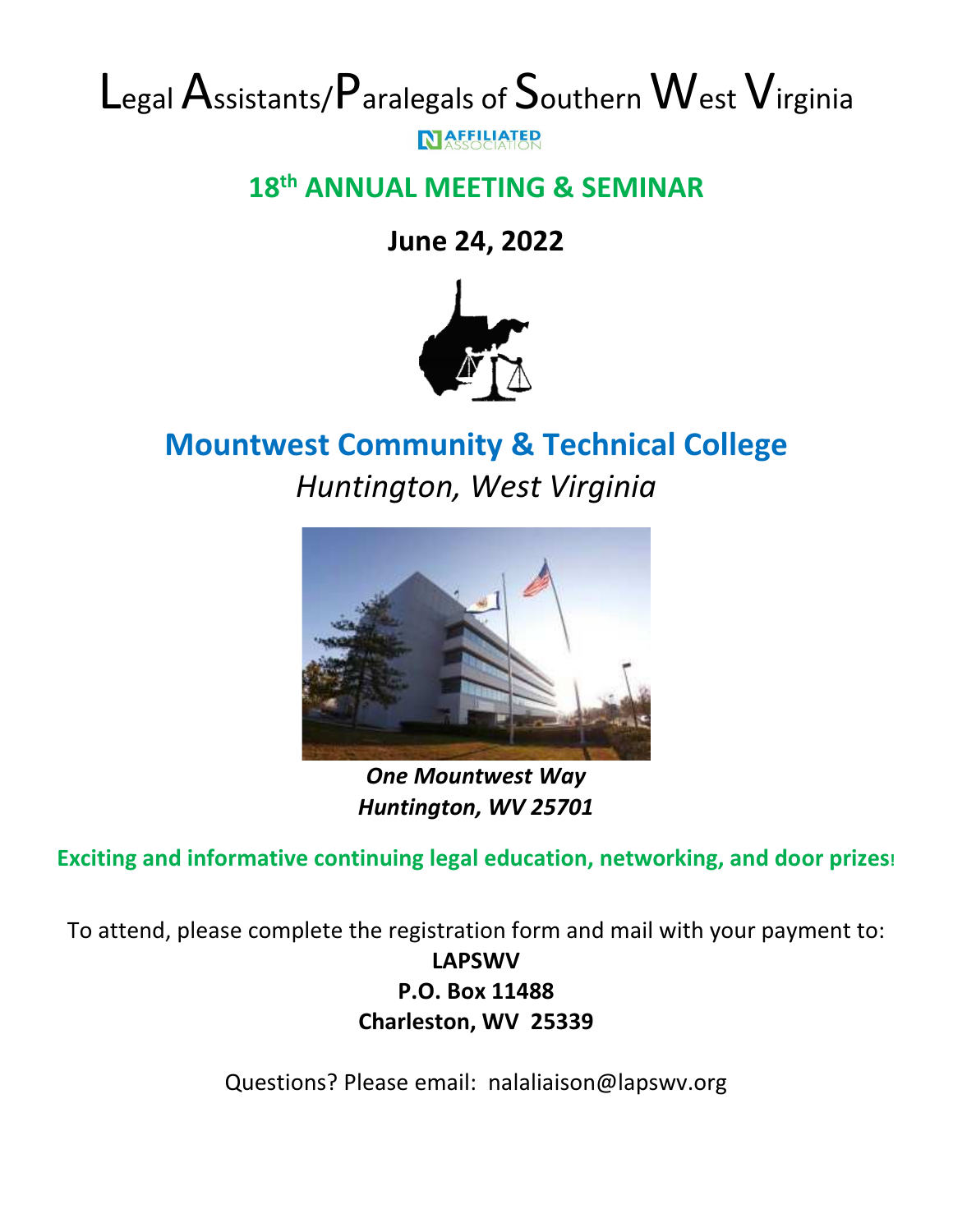# Legal Assistants/Paralegals of Southern West Virginia

AFFILIATED ASSOCIATION

## 18th ANNUAL MEETING & SEMINAR

**June 24, 2022**

## Mountwest Community & Technical College

*Huntington, West Virginia*

***One Mountwest Way***
***Huntington, WV 25701***

**Exciting and informative continuing legal education, networking, and door prizes!**

To attend, please complete the registration form and mail with your payment to:

**LAPSWV**
**P.O. Box 11488**
**Charleston, WV 25339**

Questions? Please email: nalaliaison@lapswv.org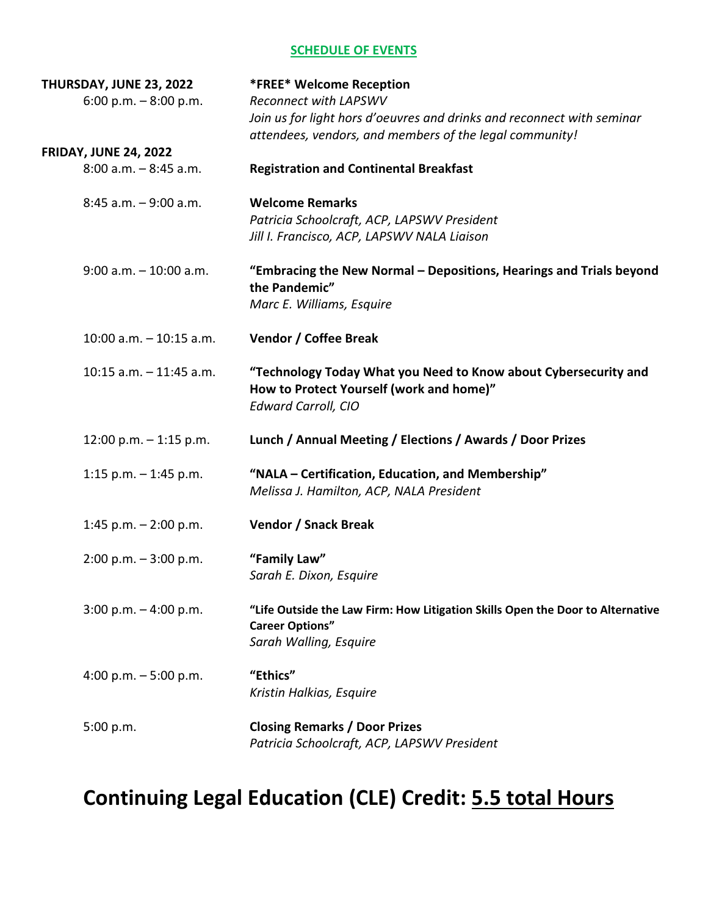## SCHEDULE OF EVENTS

| | |
|---|---|
| **THURSDAY, JUNE 23, 2022** | **\*FREE\* Welcome Reception** |
| 6:00 p.m. – 8:00 p.m. | *Reconnect with LAPSWV*<br>*Join us for light hors d'oeuvres and drinks and reconnect with seminar attendees, vendors, and members of the legal community!* |
| **FRIDAY, JUNE 24, 2022** | |
| 8:00 a.m. – 8:45 a.m. | **Registration and Continental Breakfast** |
| 8:45 a.m. – 9:00 a.m. | **Welcome Remarks**<br>*Patricia Schoolcraft, ACP, LAPSWV President*<br>*Jill I. Francisco, ACP, LAPSWV NALA Liaison* |
| 9:00 a.m. – 10:00 a.m. | **"Embracing the New Normal – Depositions, Hearings and Trials beyond the Pandemic"**<br>*Marc E. Williams, Esquire* |
| 10:00 a.m. – 10:15 a.m. | **Vendor / Coffee Break** |
| 10:15 a.m. – 11:45 a.m. | **"Technology Today What you Need to Know about Cybersecurity and How to Protect Yourself (work and home)"**<br>*Edward Carroll, CIO* |
| 12:00 p.m. – 1:15 p.m. | **Lunch / Annual Meeting / Elections / Awards / Door Prizes** |
| 1:15 p.m. – 1:45 p.m. | **"NALA – Certification, Education, and Membership"**<br>*Melissa J. Hamilton, ACP, NALA President* |
| 1:45 p.m. – 2:00 p.m. | **Vendor / Snack Break** |
| 2:00 p.m. – 3:00 p.m. | **"Family Law"**<br>*Sarah E. Dixon, Esquire* |
| 3:00 p.m. – 4:00 p.m. | **"Life Outside the Law Firm: How Litigation Skills Open the Door to Alternative Career Options"**<br>*Sarah Walling, Esquire* |
| 4:00 p.m. – 5:00 p.m. | **"Ethics"**<br>*Kristin Halkias, Esquire* |
| 5:00 p.m. | **Closing Remarks / Door Prizes**<br>*Patricia Schoolcraft, ACP, LAPSWV President* |

# Continuing Legal Education (CLE) Credit: 5.5 total Hours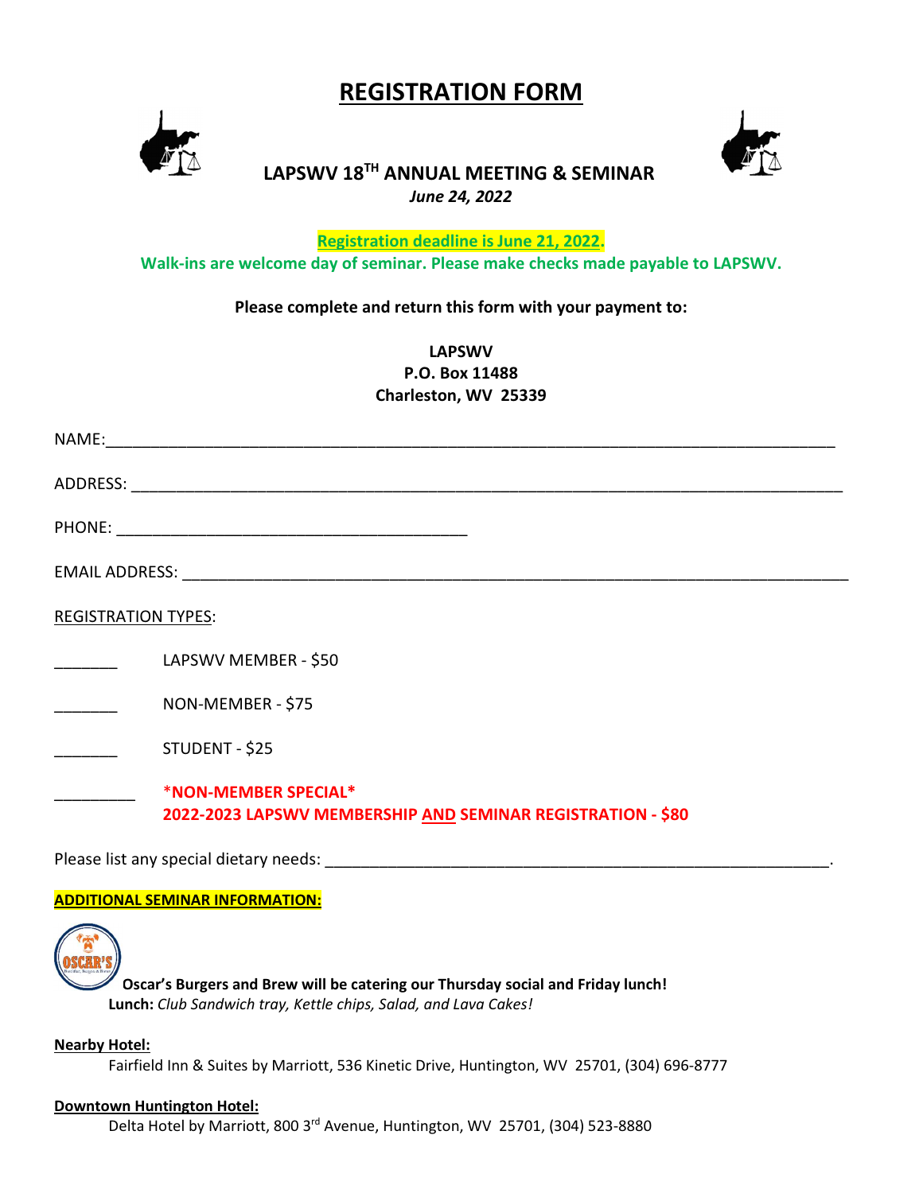# REGISTRATION FORM

## LAPSWV 18TH ANNUAL MEETING & SEMINAR

*June 24, 2022*

**Registration deadline is June 21, 2022.**

**Walk-ins are welcome day of seminar. Please make checks made payable to LAPSWV.**

**Please complete and return this form with your payment to:**

**LAPSWV**
**P.O. Box 11488**
**Charleston, WV 25339**

NAME:_______________________________________________________________________________

ADDRESS: ____________________________________________________________________________

PHONE: ________________________________________

EMAIL ADDRESS: _______________________________________________________________________

REGISTRATION TYPES:

_______ LAPSWV MEMBER - $50

_______ NON-MEMBER - $75

_______ STUDENT - $25

_________ ***NON-MEMBER SPECIAL***
**2022-2023 LAPSWV MEMBERSHIP AND SEMINAR REGISTRATION - $80**

Please list any special dietary needs: ________________________________________________________.

**ADDITIONAL SEMINAR INFORMATION:**

**Oscar's Burgers and Brew will be catering our Thursday social and Friday lunch!**
**Lunch:** *Club Sandwich tray, Kettle chips, Salad, and Lava Cakes!*

**Nearby Hotel:**
Fairfield Inn & Suites by Marriott, 536 Kinetic Drive, Huntington, WV 25701, (304) 696-8777

**Downtown Huntington Hotel:**
Delta Hotel by Marriott, 800 3rd Avenue, Huntington, WV 25701, (304) 523-8880